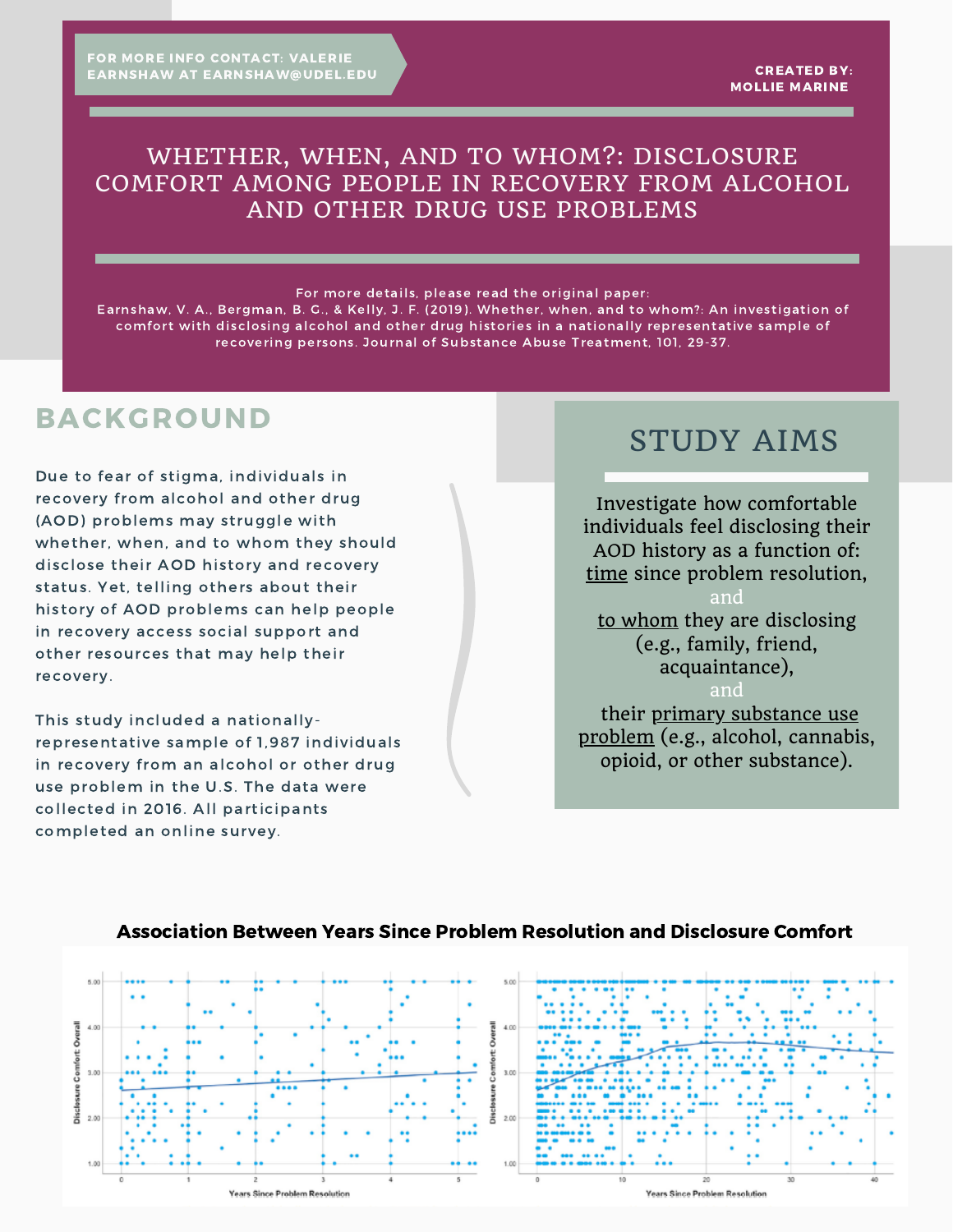FOR MORE INFO CONTACT: VALERIE EARNSHAW AT EARNSHAW@UDEL.EDU

CREATED BY: MOLLIE MARINE

# WHETHER, WHEN, AND TO WHOM?: DISCLOSURE COMFORT AMONG PEOPLE IN RECOVERY FROM ALCOHOL AND OTHER DRUG USE PROBLEMS

For more details, please read the original paper:
Earnshaw, V. A., Bergman, B. G., & Kelly, J. F. (2019). Whether, when, and to whom?: An investigation of comfort with disclosing alcohol and other drug histories in a nationally representative sample of recovering persons. Journal of Substance Abuse Treatment, 101, 29-37.

## BACKGROUND

Due to fear of stigma, individuals in recovery from alcohol and other drug (AOD) problems may struggle with whether, when, and to whom they should disclose their AOD history and recovery status. Yet, telling others about their history of AOD problems can help people in recovery access social support and other resources that may help their recovery.

This study included a nationally-representative sample of 1,987 individuals in recovery from an alcohol or other drug use problem in the U.S. The data were collected in 2016. All participants completed an online survey.

## STUDY AIMS

Investigate how comfortable individuals feel disclosing their AOD history as a function of: time since problem resolution,

and

to whom they are disclosing (e.g., family, friend, acquaintance),

and

their primary substance use problem (e.g., alcohol, cannabis, opioid, or other substance).

**Association Between Years Since Problem Resolution and Disclosure Comfort**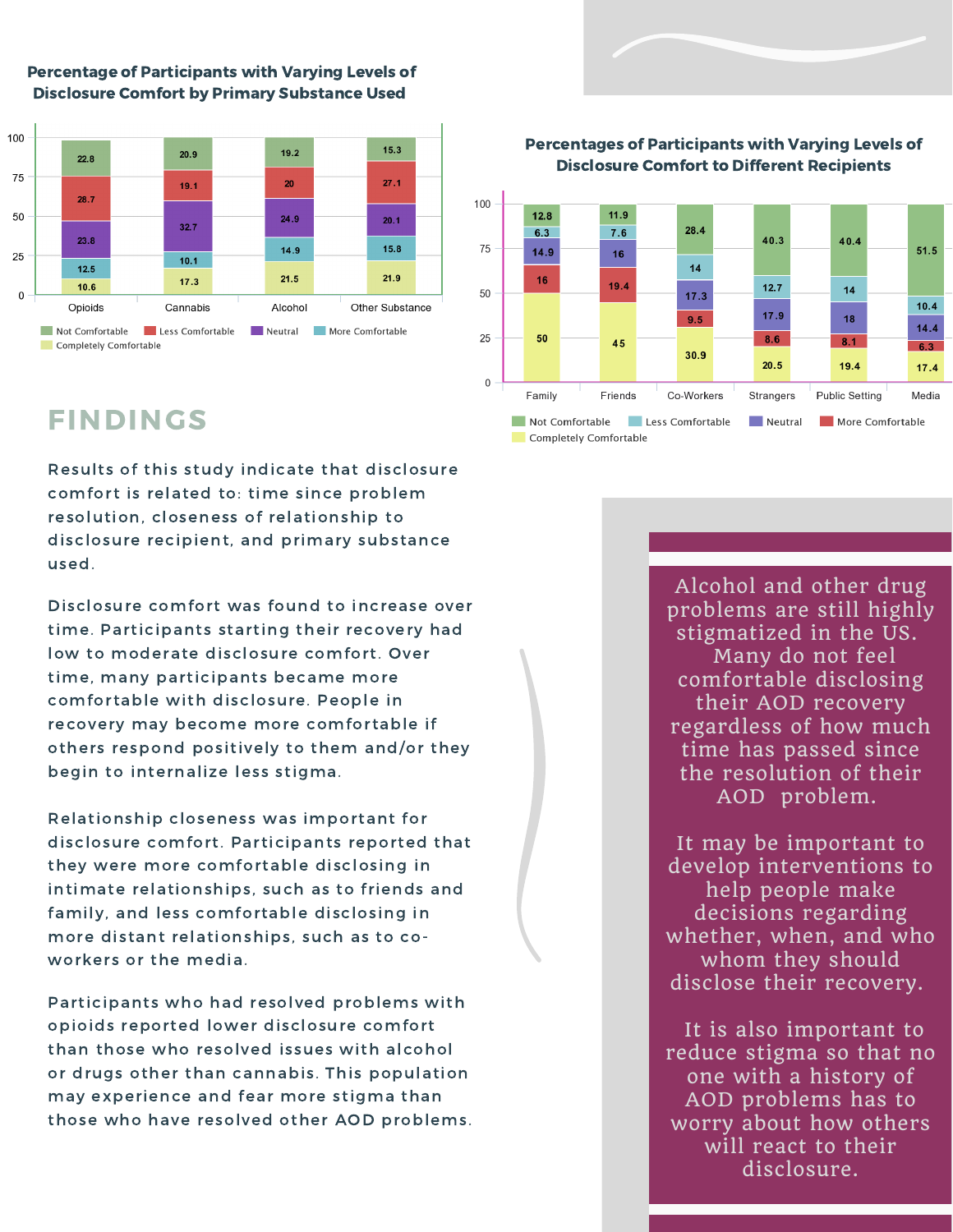**Percentage of Participants with Varying Levels of Disclosure Comfort by Primary Substance Used**

100
75
50
25
0

Opioids: 22.8, 28.7, 23.8, 12.5, 10.6
Cannabis: 20.9, 19.1, 32.7, 10.1, 17.3
Alcohol: 19.2, 20, 24.9, 14.9, 21.5
Other Substance: 15.3, 27.1, 20.1, 15.8, 21.9

Not Comfortable · Less Comfortable · Neutral · More Comfortable · Completely Comfortable

**Percentages of Participants with Varying Levels of Disclosure Comfort to Different Recipients**

100
75
50
25
0

Family: 12.8, 6.3, 14.9, 16, 50
Friends: 11.9, 7.6, 16, 19.4, 45
Co-Workers: 28.4, 14, 17.3, 9.5, 30.9
Strangers: 40.3, 12.7, 17.9, 8.6, 20.5
Public Setting: 40.4, 14, 18, 8.1, 19.4
Media: 51.5, 10.4, 14.4, 6.3, 17.4

Not Comfortable · Less Comfortable · Neutral · More Comfortable · Completely Comfortable

## FINDINGS

Results of this study indicate that disclosure comfort is related to: time since problem resolution, closeness of relationship to disclosure recipient, and primary substance used.

Disclosure comfort was found to increase over time. Participants starting their recovery had low to moderate disclosure comfort. Over time, many participants became more comfortable with disclosure. People in recovery may become more comfortable if others respond positively to them and/or they begin to internalize less stigma.

Relationship closeness was important for disclosure comfort. Participants reported that they were more comfortable disclosing in intimate relationships, such as to friends and family, and less comfortable disclosing in more distant relationships, such as to co-workers or the media.

Participants who had resolved problems with opioids reported lower disclosure comfort than those who resolved issues with alcohol or drugs other than cannabis. This population may experience and fear more stigma than those who have resolved other AOD problems.

Alcohol and other drug problems are still highly stigmatized in the US. Many do not feel comfortable disclosing their AOD recovery regardless of how much time has passed since the resolution of their AOD problem.

It may be important to develop interventions to help people make decisions regarding whether, when, and who whom they should disclose their recovery.

It is also important to reduce stigma so that no one with a history of AOD problems has to worry about how others will react to their disclosure.